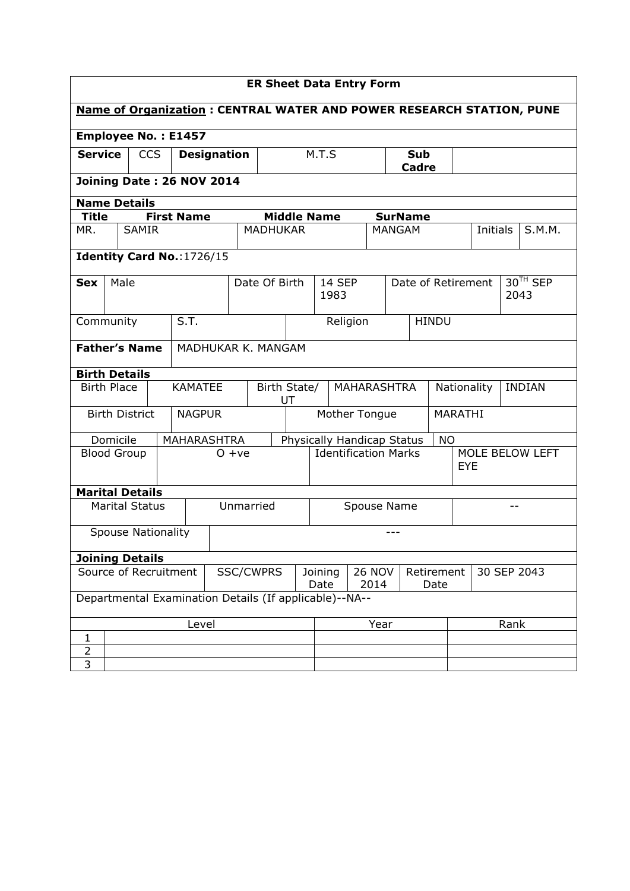**ER Sheet Data Entry Form**

**Name of Organization : CENTRAL WATER AND POWER RESEARCH STATION, PUNE**

**Employee No. : E1457**

| **Service** | CCS | **Designation** | M.T.S | **Sub Cadre** | |
|---|---|---|---|---|---|

**Joining Date : 26 NOV 2014**

**Name Details**

| **Title** | **First Name** | **Middle Name** | **SurName** | | |
|---|---|---|---|---|---|
| MR. | SAMIR | MADHUKAR | MANGAM | Initials | S.M.M. |

**Identity Card No.**:1726/15

| **Sex** | Male | Date Of Birth | 14 SEP 1983 | Date of Retirement | 30TH SEP 2043 |
|---|---|---|---|---|---|

| Community | S.T. | Religion | HINDU |
|---|---|---|---|

| **Father's Name** | MADHUKAR K. MANGAM |
|---|---|

**Birth Details**

| Birth Place | KAMATEE | Birth State/ UT | MAHARASHTRA | Nationality | INDIAN |
|---|---|---|---|---|---|
| Birth District | NAGPUR | Mother Tongue | MARATHI | | |
| Domicile | MAHARASHTRA | Physically Handicap Status | NO | | |
| Blood Group | O +ve | Identification Marks | MOLE BELOW LEFT EYE | | |

**Marital Details**

| Marital Status | Unmarried | Spouse Name | -- |
|---|---|---|---|
| Spouse Nationality | --- | | |

**Joining Details**

| Source of Recruitment | SSC/CWPRS | Joining Date | 26 NOV 2014 | Retirement Date | 30 SEP 2043 |
|---|---|---|---|---|---|

Departmental Examination Details (If applicable)--NA--

| | Level | Year | Rank |
|---|---|---|---|
| 1 | | | |
| 2 | | | |
| 3 | | | |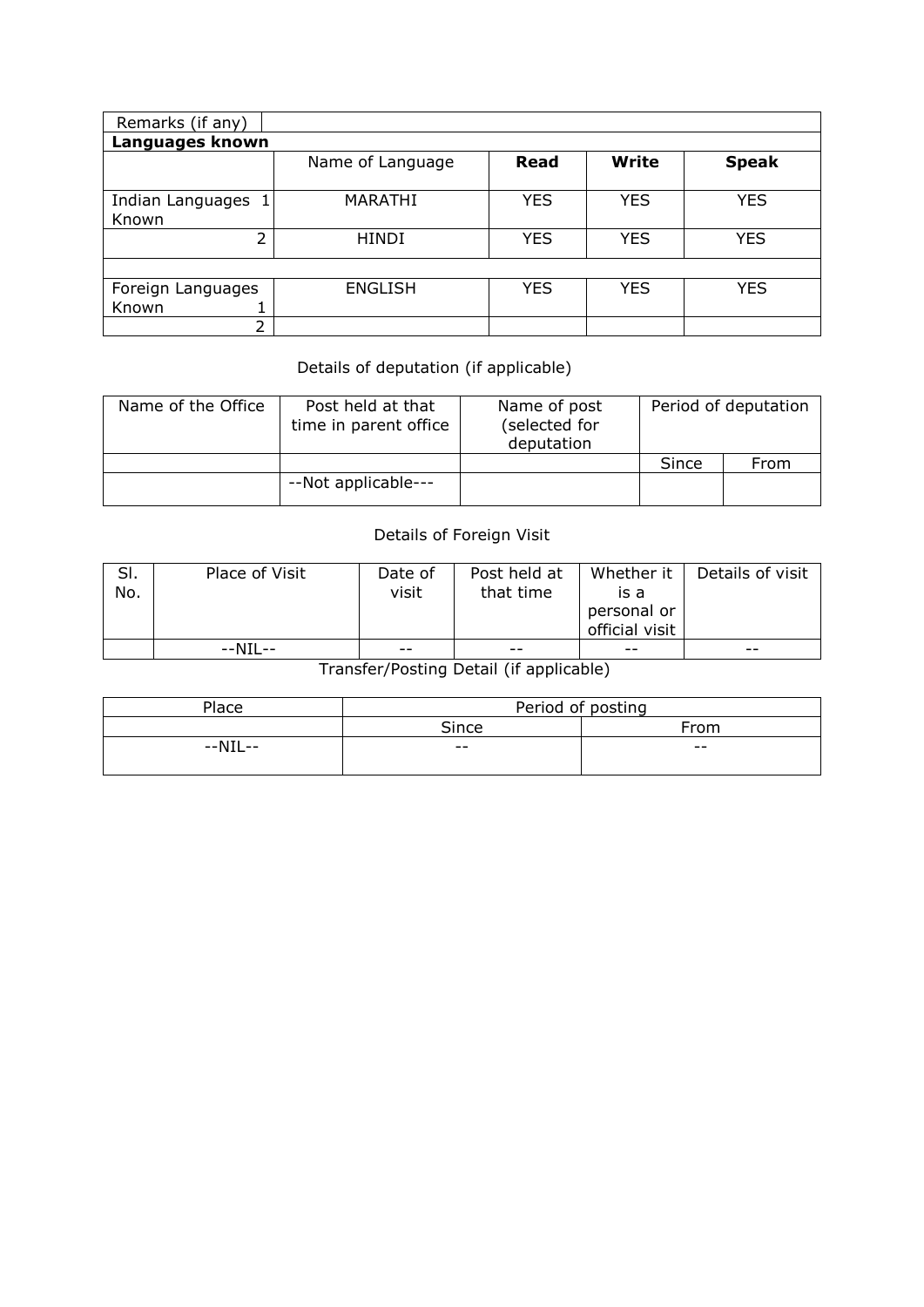| Remarks (if any) | | | | |
|---|---|---|---|---|
| **Languages known** | | | | |
| | Name of Language | **Read** | **Write** | **Speak** |
| Indian Languages Known 1 | MARATHI | YES | YES | YES |
| 2 | HINDI | YES | YES | YES |
| | | | | |
| Foreign Languages Known 1 | ENGLISH | YES | YES | YES |
| 2 | | | | |

Details of deputation (if applicable)

| Name of the Office | Post held at that time in parent office | Name of post (selected for deputation | Period of deputation | |
|---|---|---|---|---|
| | | | Since | From |
| | --Not applicable--- | | | |

Details of Foreign Visit

| Sl. No. | Place of Visit | Date of visit | Post held at that time | Whether it is a personal or official visit | Details of visit |
|---|---|---|---|---|---|
| | --NIL-- | -- | -- | -- | -- |

Transfer/Posting Detail (if applicable)

| Place | Period of posting | |
|---|---|---|
| | Since | From |
| --NIL-- | -- | -- |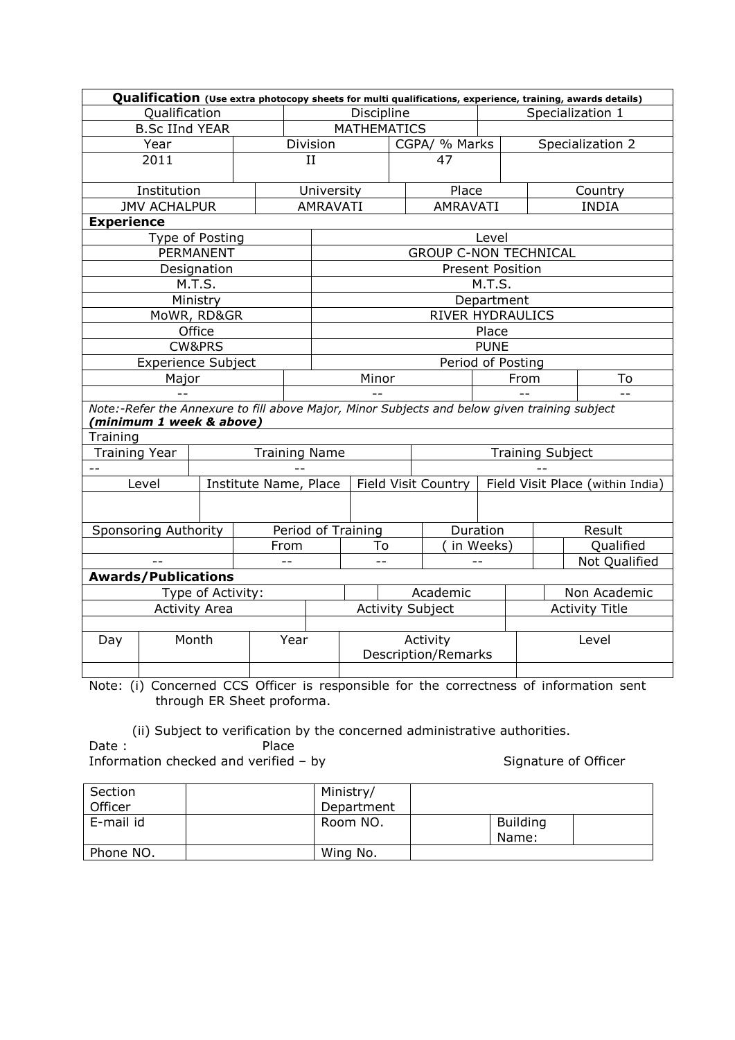**Qualification** (Use extra photocopy sheets for multi qualifications, experience, training, awards details)

| Qualification | Discipline | Specialization 1 |
|---|---|---|
| B.Sc IInd YEAR | MATHEMATICS | |

| Year | Division | CGPA/ % Marks | Specialization 2 |
|---|---|---|---|
| 2011 | II | 47 | |

| Institution | University | Place | Country |
|---|---|---|---|
| JMV ACHALPUR | AMRAVATI | AMRAVATI | INDIA |

**Experience**

| Type of Posting | Level |
|---|---|
| PERMANENT | GROUP C-NON TECHNICAL |
| Designation | Present Position |
| M.T.S. | M.T.S. |
| Ministry | Department |
| MoWR, RD&GR | RIVER HYDRAULICS |
| Office | Place |
| CW&PRS | PUNE |
| Experience Subject | Period of Posting |

| Major | Minor | From | To |
|---|---|---|---|
| -- | -- | -- | -- |

*Note:-Refer the Annexure to fill above Major, Minor Subjects and below given training subject* ***(minimum 1 week & above)***

Training

| Training Year | Training Name | Training Subject |
|---|---|---|
| -- | -- | -- |

| Level | Institute Name, Place | Field Visit Country | Field Visit Place (within India) |
|---|---|---|---|
| | | | |

| Sponsoring Authority | Period of Training | | Duration | Result |
|---|---|---|---|---|
| | From | To | ( in Weeks) | Qualified |
| -- | -- | -- | -- | Not Qualified |

**Awards/Publications**

| Type of Activity: | | Academic | | Non Academic |
|---|---|---|---|---|

| Activity Area | Activity Subject | Activity Title |
|---|---|---|
| | | |

| Day | Month | Year | Activity Description/Remarks | Level |
|---|---|---|---|---|
| | | | | |

Note: (i) Concerned CCS Officer is responsible for the correctness of information sent through ER Sheet proforma.

(ii) Subject to verification by the concerned administrative authorities.

Date : Place

Information checked and verified – by Signature of Officer

| | | | | | |
|---|---|---|---|---|---|
| Section Officer | | Ministry/ Department | | | |
| E-mail id | | Room NO. | | Building Name: | |
| Phone NO. | | Wing No. | | | |